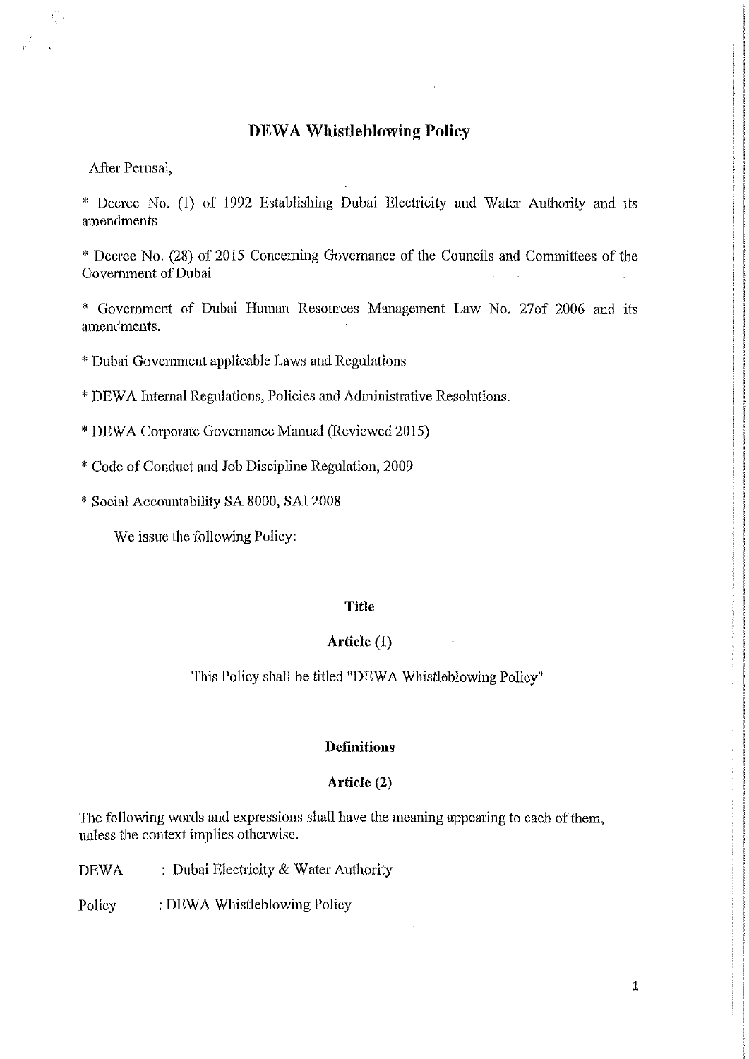# DEWA Whistleblowing Policy

After Perusal,

* Decree No. (1) of 1992 Establishing Dubai Electricity and Water Authority and its amendments

* Decree No. (28) of 2015 Concerning Governance of the Councils and Committees of the Government of Dubai

* Government of Dubai Human Resources Management Law No. 27of 2006 and its amendments.

* Dubai Government applicable Laws and Regulations

* DEWA Internal Regulations, Policies and Administrative Resolutions.

* DEWA Corporate Governance Manual (Reviewed 2015)

* Code of Conduct and Job Discipline Regulation, 2009

* Social Accountability SA 8000, SAI 2008

We issue the following Policy:

## Title

### Article (1)

This Policy shall be titled "DEWA Whistleblowing Policy"

## Definitions

### Article (2)

The following words and expressions shall have the meaning appearing to each of them, unless the context implies otherwise.

| | |
|---|---|
| DEWA | : Dubai Electricity & Water Authority |
| Policy | : DEWA Whistleblowing Policy |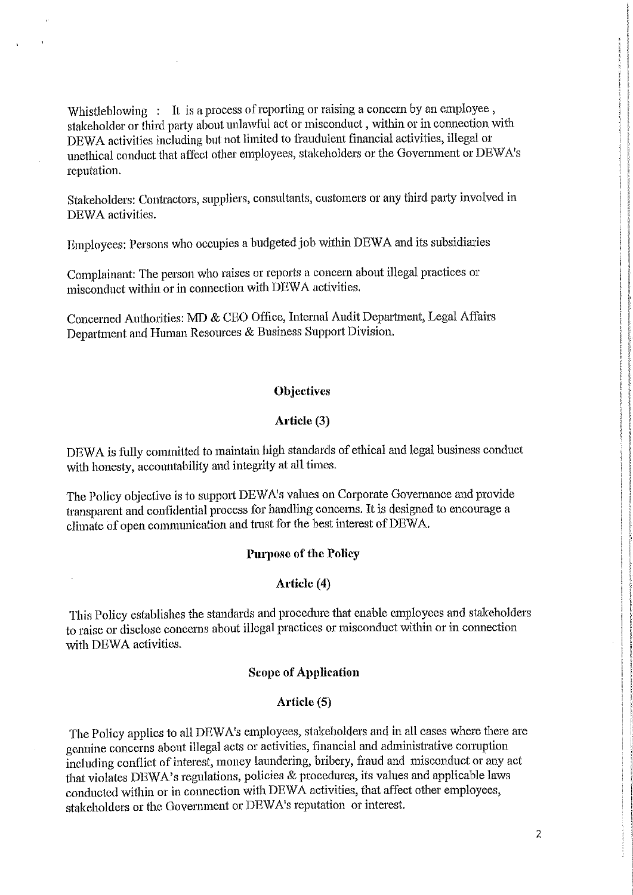Whistleblowing : It is a process of reporting or raising a concern by an employee, stakeholder or third party about unlawful act or misconduct, within or in connection with DEWA activities including but not limited to fraudulent financial activities, illegal or unethical conduct that affect other employees, stakeholders or the Government or DEWA's reputation.

Stakeholders: Contractors, suppliers, consultants, customers or any third party involved in DEWA activities.

Employees: Persons who occupies a budgeted job within DEWA and its subsidiaries

Complainant: The person who raises or reports a concern about illegal practices or misconduct within or in connection with DEWA activities.

Concerned Authorities: MD & CEO Office, Internal Audit Department, Legal Affairs Department and Human Resources & Business Support Division.

**Objectives**

**Article (3)**

DEWA is fully committed to maintain high standards of ethical and legal business conduct with honesty, accountability and integrity at all times.

The Policy objective is to support DEWA's values on Corporate Governance and provide transparent and confidential process for handling concerns. It is designed to encourage a climate of open communication and trust for the best interest of DEWA.

**Purpose of the Policy**

**Article (4)**

This Policy establishes the standards and procedure that enable employees and stakeholders to raise or disclose concerns about illegal practices or misconduct within or in connection with DEWA activities.

**Scope of Application**

**Article (5)**

The Policy applies to all DEWA's employees, stakeholders and in all cases where there are genuine concerns about illegal acts or activities, financial and administrative corruption including conflict of interest, money laundering, bribery, fraud and misconduct or any act that violates DEWA's regulations, policies & procedures, its values and applicable laws conducted within or in connection with DEWA activities, that affect other employees, stakeholders or the Government or DEWA's reputation or interest.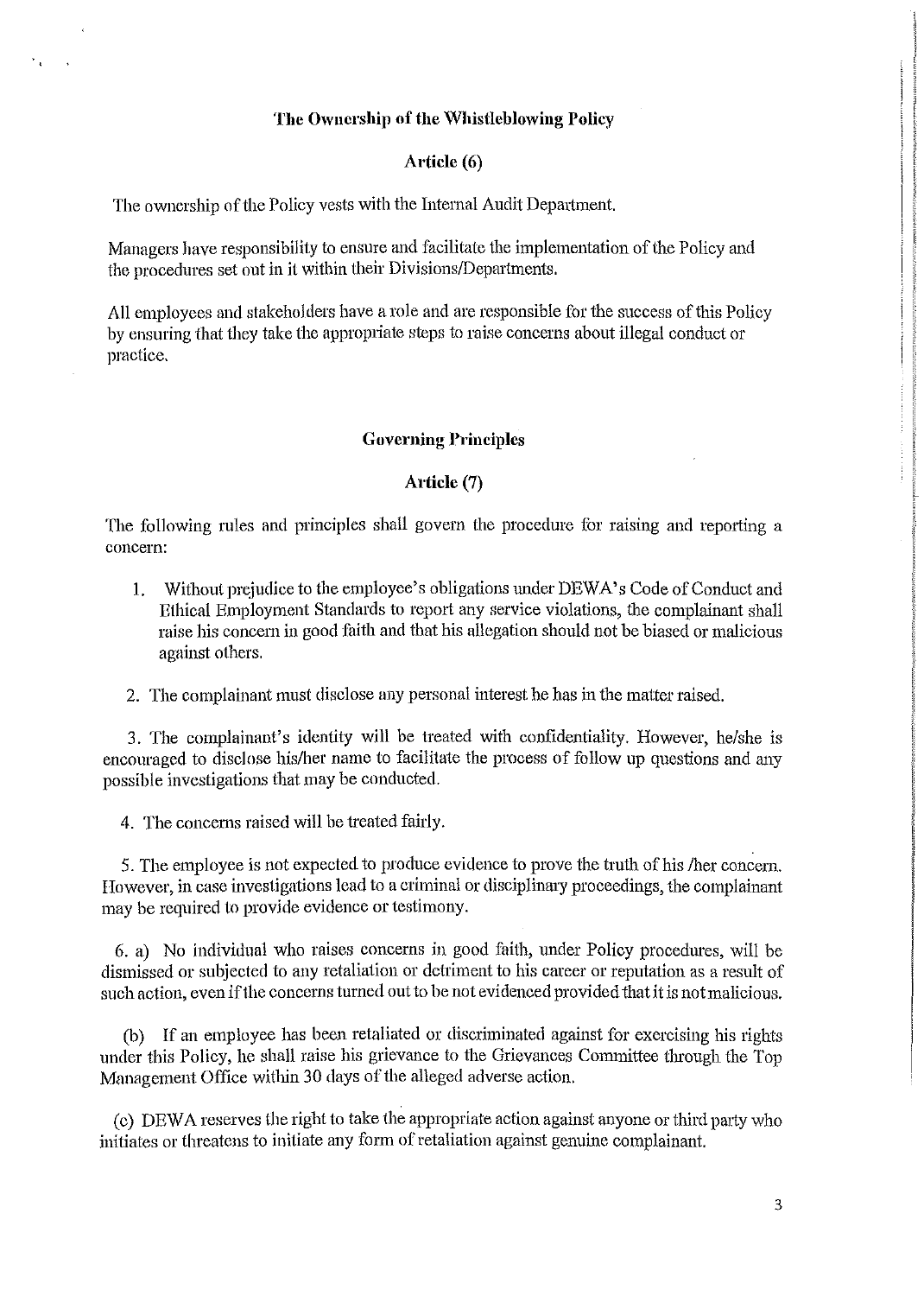## The Ownership of the Whistleblowing Policy

### Article (6)

The ownership of the Policy vests with the Internal Audit Department.

Managers have responsibility to ensure and facilitate the implementation of the Policy and the procedures set out in it within their Divisions/Departments.

All employees and stakeholders have a role and are responsible for the success of this Policy by ensuring that they take the appropriate steps to raise concerns about illegal conduct or practice.

## Governing Principles

### Article (7)

The following rules and principles shall govern the procedure for raising and reporting a concern:

1. Without prejudice to the employee's obligations under DEWA's Code of Conduct and Ethical Employment Standards to report any service violations, the complainant shall raise his concern in good faith and that his allegation should not be biased or malicious against others.

2. The complainant must disclose any personal interest he has in the matter raised.

3. The complainant's identity will be treated with confidentiality. However, he/she is encouraged to disclose his/her name to facilitate the process of follow up questions and any possible investigations that may be conducted.

4. The concerns raised will be treated fairly.

5. The employee is not expected to produce evidence to prove the truth of his /her concern. However, in case investigations lead to a criminal or disciplinary proceedings, the complainant may be required to provide evidence or testimony.

6. a) No individual who raises concerns in good faith, under Policy procedures, will be dismissed or subjected to any retaliation or detriment to his career or reputation as a result of such action, even if the concerns turned out to be not evidenced provided that it is not malicious.

(b) If an employee has been retaliated or discriminated against for exercising his rights under this Policy, he shall raise his grievance to the Grievances Committee through the Top Management Office within 30 days of the alleged adverse action.

(c) DEWA reserves the right to take the appropriate action against anyone or third party who initiates or threatens to initiate any form of retaliation against genuine complainant.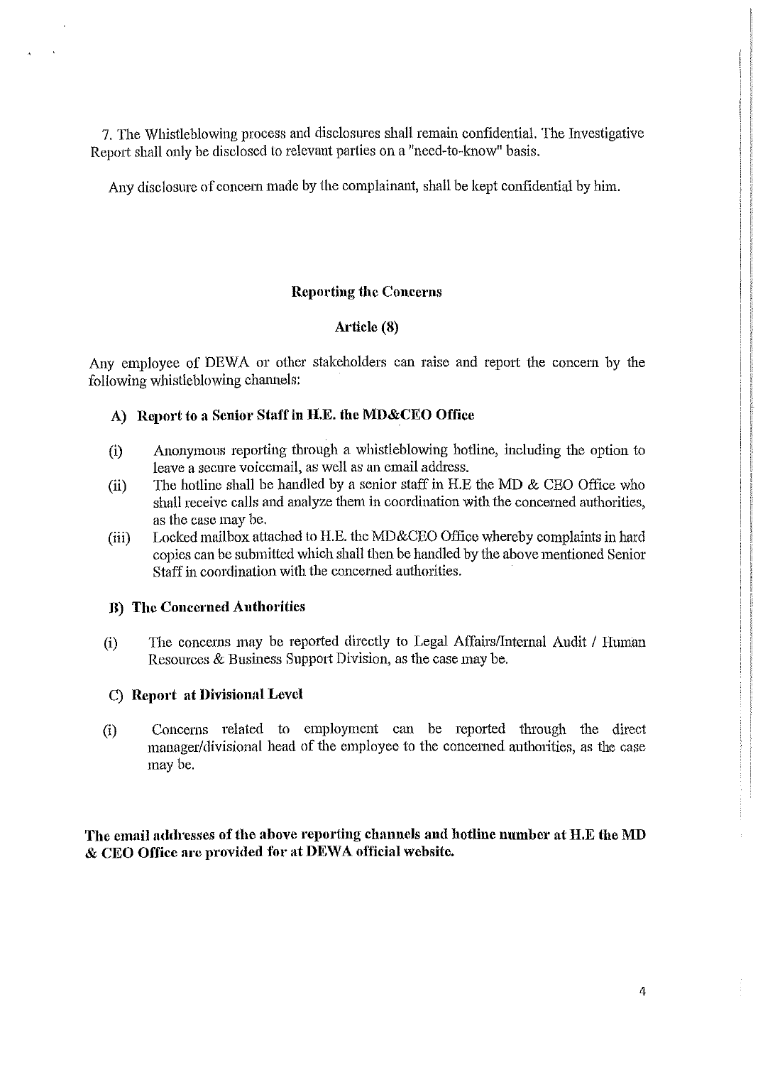7. The Whistleblowing process and disclosures shall remain confidential. The Investigative Report shall only be disclosed to relevant parties on a "need-to-know" basis.

Any disclosure of concern made by the complainant, shall be kept confidential by him.

## Reporting the Concerns

### Article (8)

Any employee of DEWA or other stakeholders can raise and report the concern by the following whistleblowing channels:

**A) Report to a Senior Staff in H.E. the MD&CEO Office**

(i) Anonymous reporting through a whistleblowing hotline, including the option to leave a secure voicemail, as well as an email address.

(ii) The hotline shall be handled by a senior staff in H.E the MD & CEO Office who shall receive calls and analyze them in coordination with the concerned authorities, as the case may be.

(iii) Locked mailbox attached to H.E. the MD&CEO Office whereby complaints in hard copies can be submitted which shall then be handled by the above mentioned Senior Staff in coordination with the concerned authorities.

**B) The Concerned Authorities**

(i) The concerns may be reported directly to Legal Affairs/Internal Audit / Human Resources & Business Support Division, as the case may be.

**C) Report at Divisional Level**

(i) Concerns related to employment can be reported through the direct manager/divisional head of the employee to the concerned authorities, as the case may be.

**The email addresses of the above reporting channels and hotline number at H.E the MD & CEO Office are provided for at DEWA official website.**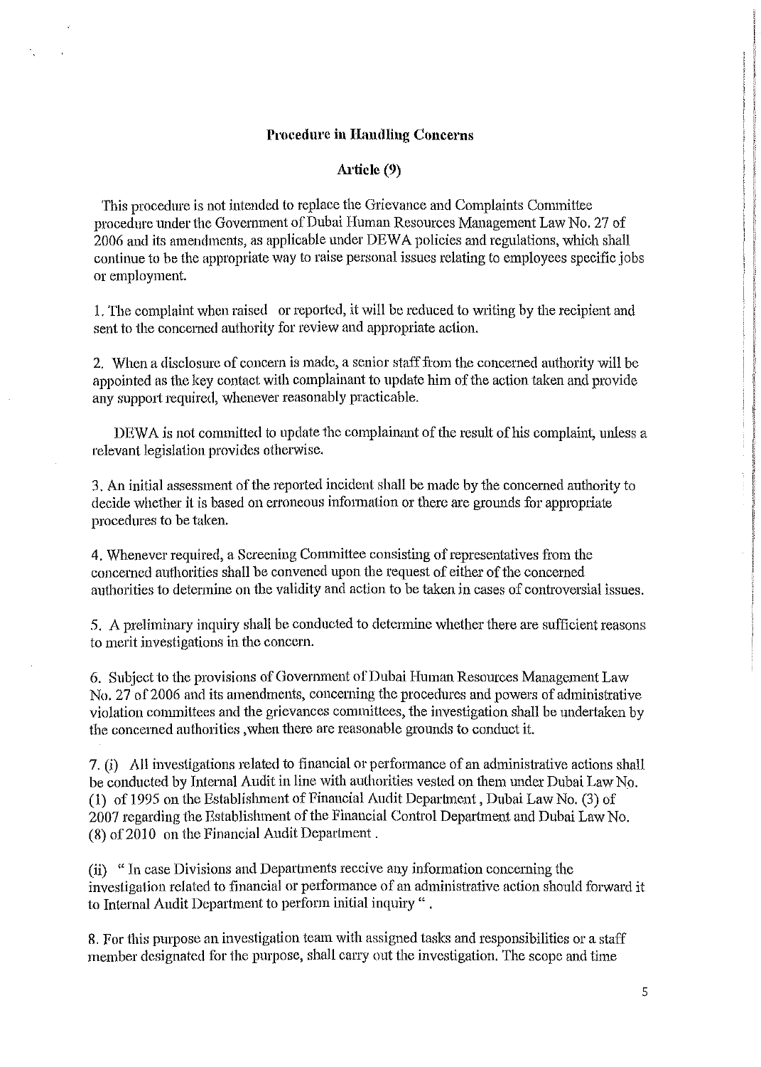## Procedure in Handling Concerns

### Article (9)

This procedure is not intended to replace the Grievance and Complaints Committee procedure under the Government of Dubai Human Resources Management Law No. 27 of 2006 and its amendments, as applicable under DEWA policies and regulations, which shall continue to be the appropriate way to raise personal issues relating to employees specific jobs or employment.

1. The complaint when raised or reported, it will be reduced to writing by the recipient and sent to the concerned authority for review and appropriate action.

2. When a disclosure of concern is made, a senior staff from the concerned authority will be appointed as the key contact with complainant to update him of the action taken and provide any support required, whenever reasonably practicable.

   DEWA is not committed to update the complainant of the result of his complaint, unless a relevant legislation provides otherwise.

3. An initial assessment of the reported incident shall be made by the concerned authority to decide whether it is based on erroneous information or there are grounds for appropriate procedures to be taken.

4. Whenever required, a Screening Committee consisting of representatives from the concerned authorities shall be convened upon the request of either of the concerned authorities to determine on the validity and action to be taken in cases of controversial issues.

5. A preliminary inquiry shall be conducted to determine whether there are sufficient reasons to merit investigations in the concern.

6. Subject to the provisions of Government of Dubai Human Resources Management Law No. 27 of 2006 and its amendments, concerning the procedures and powers of administrative violation committees and the grievances committees, the investigation shall be undertaken by the concerned authorities ,when there are reasonable grounds to conduct it.

7. (i) All investigations related to financial or performance of an administrative actions shall be conducted by Internal Audit in line with authorities vested on them under Dubai Law No. (1) of 1995 on the Establishment of Financial Audit Department , Dubai Law No. (3) of 2007 regarding the Establishment of the Financial Control Department and Dubai Law No. (8) of 2010 on the Financial Audit Department .

   (ii) " In case Divisions and Departments receive any information concerning the investigation related to financial or performance of an administrative action should forward it to Internal Audit Department to perform initial inquiry " .

8. For this purpose an investigation team with assigned tasks and responsibilities or a staff member designated for the purpose, shall carry out the investigation. The scope and time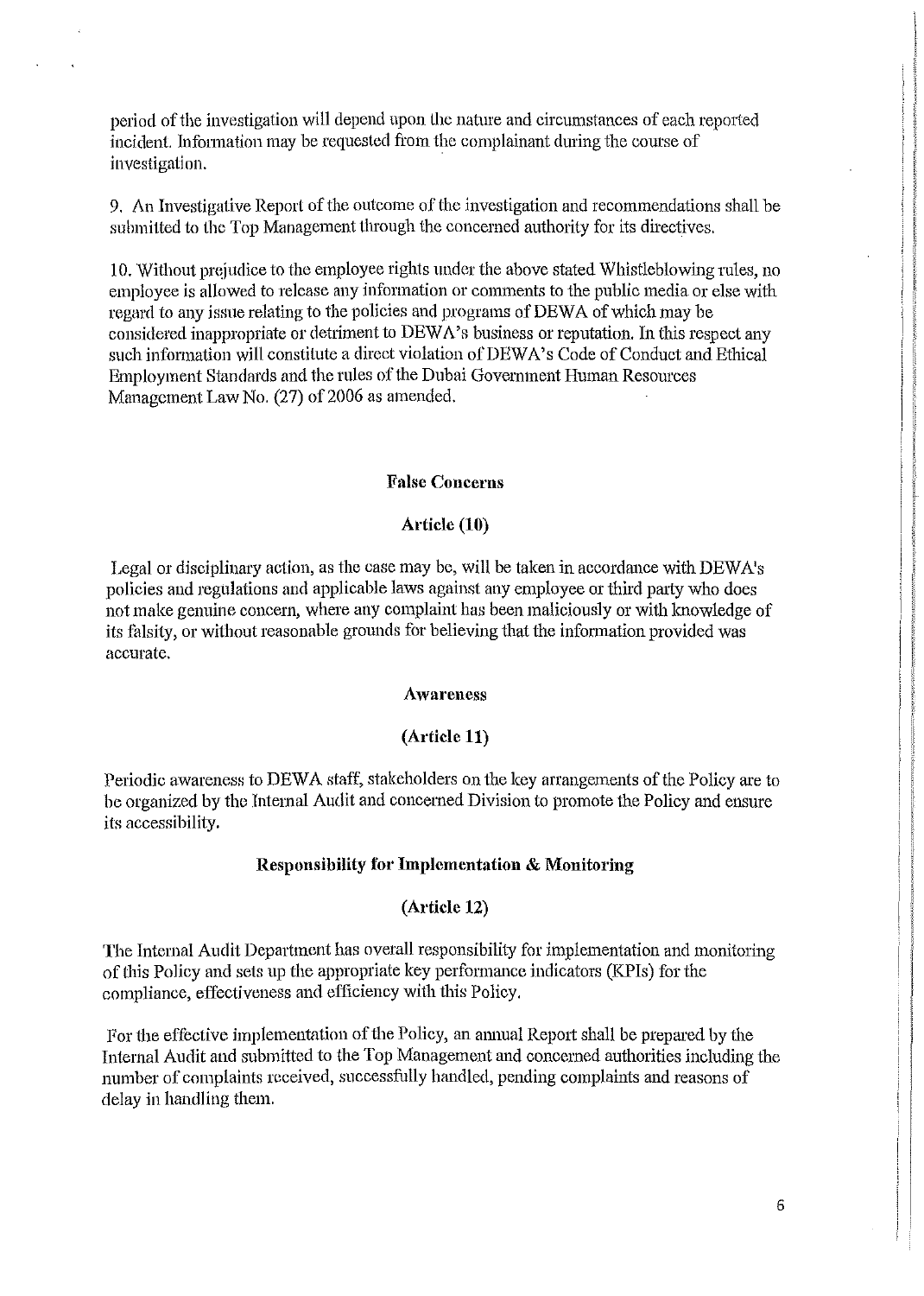period of the investigation will depend upon the nature and circumstances of each reported incident. Information may be requested from the complainant during the course of investigation.

9. An Investigative Report of the outcome of the investigation and recommendations shall be submitted to the Top Management through the concerned authority for its directives.

10. Without prejudice to the employee rights under the above stated Whistleblowing rules, no employee is allowed to release any information or comments to the public media or else with regard to any issue relating to the policies and programs of DEWA of which may be considered inappropriate or detriment to DEWA's business or reputation. In this respect any such information will constitute a direct violation of DEWA's Code of Conduct and Ethical Employment Standards and the rules of the Dubai Government Human Resources Management Law No. (27) of 2006 as amended.

## False Concerns

### Article (10)

Legal or disciplinary action, as the case may be, will be taken in accordance with DEWA's policies and regulations and applicable laws against any employee or third party who does not make genuine concern, where any complaint has been maliciously or with knowledge of its falsity, or without reasonable grounds for believing that the information provided was accurate.

## Awareness

### (Article 11)

Periodic awareness to DEWA staff, stakeholders on the key arrangements of the Policy are to be organized by the Internal Audit and concerned Division to promote the Policy and ensure its accessibility.

## Responsibility for Implementation & Monitoring

### (Article 12)

The Internal Audit Department has overall responsibility for implementation and monitoring of this Policy and sets up the appropriate key performance indicators (KPIs) for the compliance, effectiveness and efficiency with this Policy.

For the effective implementation of the Policy, an annual Report shall be prepared by the Internal Audit and submitted to the Top Management and concerned authorities including the number of complaints received, successfully handled, pending complaints and reasons of delay in handling them.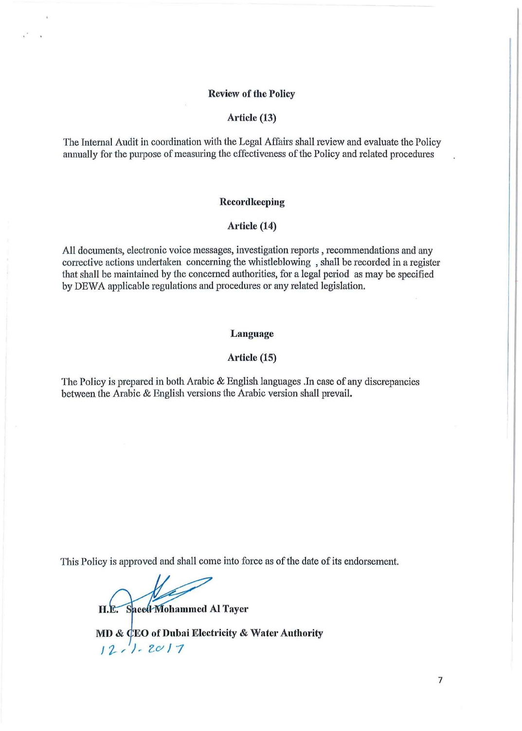**Review of the Policy**

**Article (13)**

The Internal Audit in coordination with the Legal Affairs shall review and evaluate the Policy annually for the purpose of measuring the effectiveness of the Policy and related procedures

**Recordkeeping**

**Article (14)**

All documents, electronic voice messages, investigation reports , recommendations and any corrective actions undertaken concerning the whistleblowing , shall be recorded in a register that shall be maintained by the concerned authorities, for a legal period as may be specified by DEWA applicable regulations and procedures or any related legislation.

**Language**

**Article (15)**

The Policy is prepared in both Arabic & English languages .In case of any discrepancies between the Arabic & English versions the Arabic version shall prevail.

This Policy is approved and shall come into force as of the date of its endorsement.

**H.E. Saeed Mohammed Al Tayer**

**MD & CEO of Dubai Electricity & Water Authority**

12-1-2017